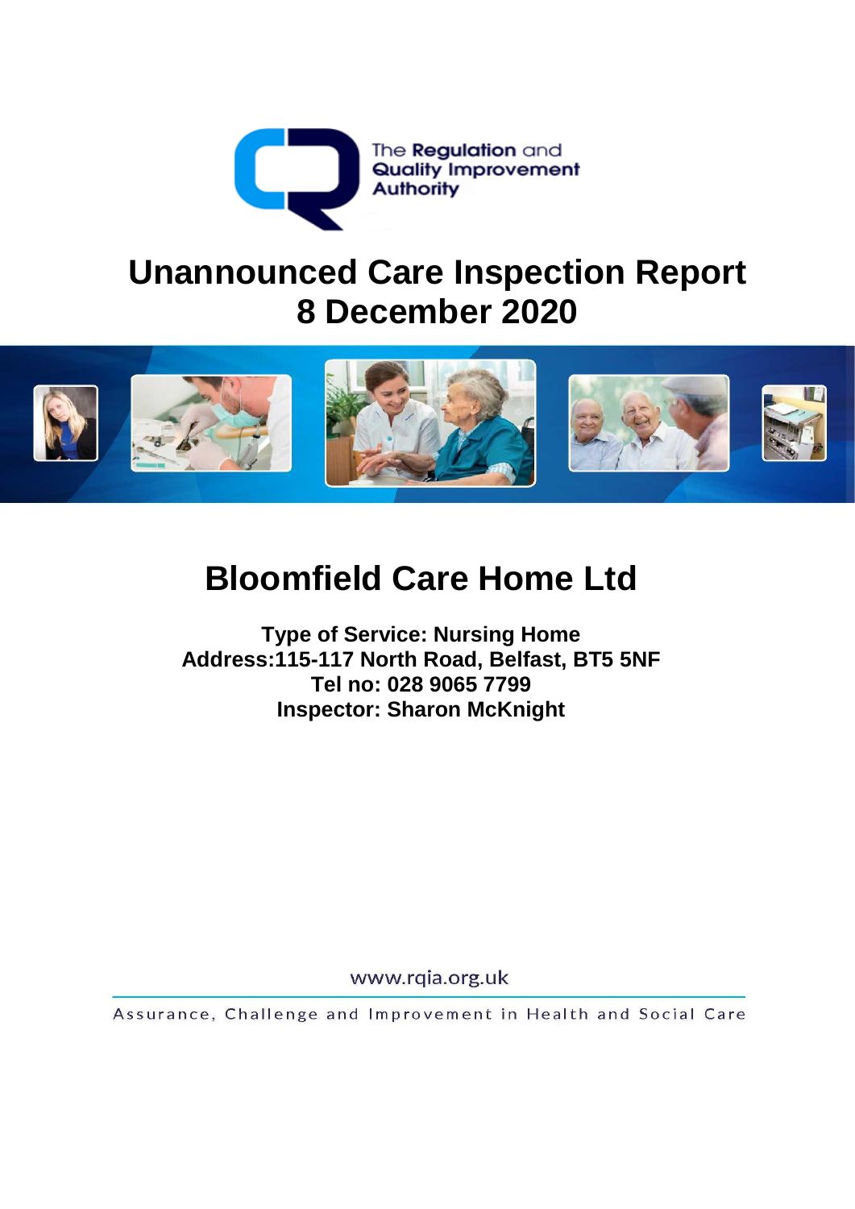The Regulation and Quality Improvement Authority

# Unannounced Care Inspection Report
# 8 December 2020

## Bloomfield Care Home Ltd

**Type of Service: Nursing Home**
**Address:115-117 North Road, Belfast, BT5 5NF**
**Tel no: 028 9065 7799**
**Inspector: Sharon McKnight**

www.rqia.org.uk

Assurance, Challenge and Improvement in Health and Social Care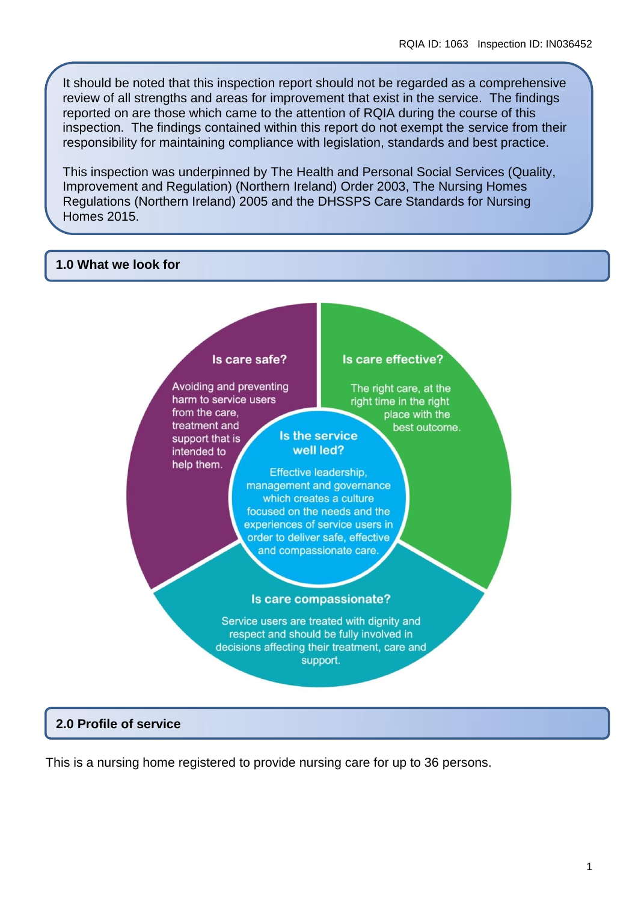It should be noted that this inspection report should not be regarded as a comprehensive review of all strengths and areas for improvement that exist in the service. The findings reported on are those which came to the attention of RQIA during the course of this inspection. The findings contained within this report do not exempt the service from their responsibility for maintaining compliance with legislation, standards and best practice.

This inspection was underpinned by The Health and Personal Social Services (Quality, Improvement and Regulation) (Northern Ireland) Order 2003, The Nursing Homes Regulations (Northern Ireland) 2005 and the DHSSPS Care Standards for Nursing Homes 2015.

## 1.0 What we look for

**Is care safe?**

Avoiding and preventing harm to service users from the care, treatment and support that is intended to help them.

**Is care effective?**

The right care, at the right time in the right place with the best outcome.

**Is the service well led?**

Effective leadership, management and governance which creates a culture focused on the needs and the experiences of service users in order to deliver safe, effective and compassionate care.

**Is care compassionate?**

Service users are treated with dignity and respect and should be fully involved in decisions affecting their treatment, care and support.

## 2.0 Profile of service

This is a nursing home registered to provide nursing care for up to 36 persons.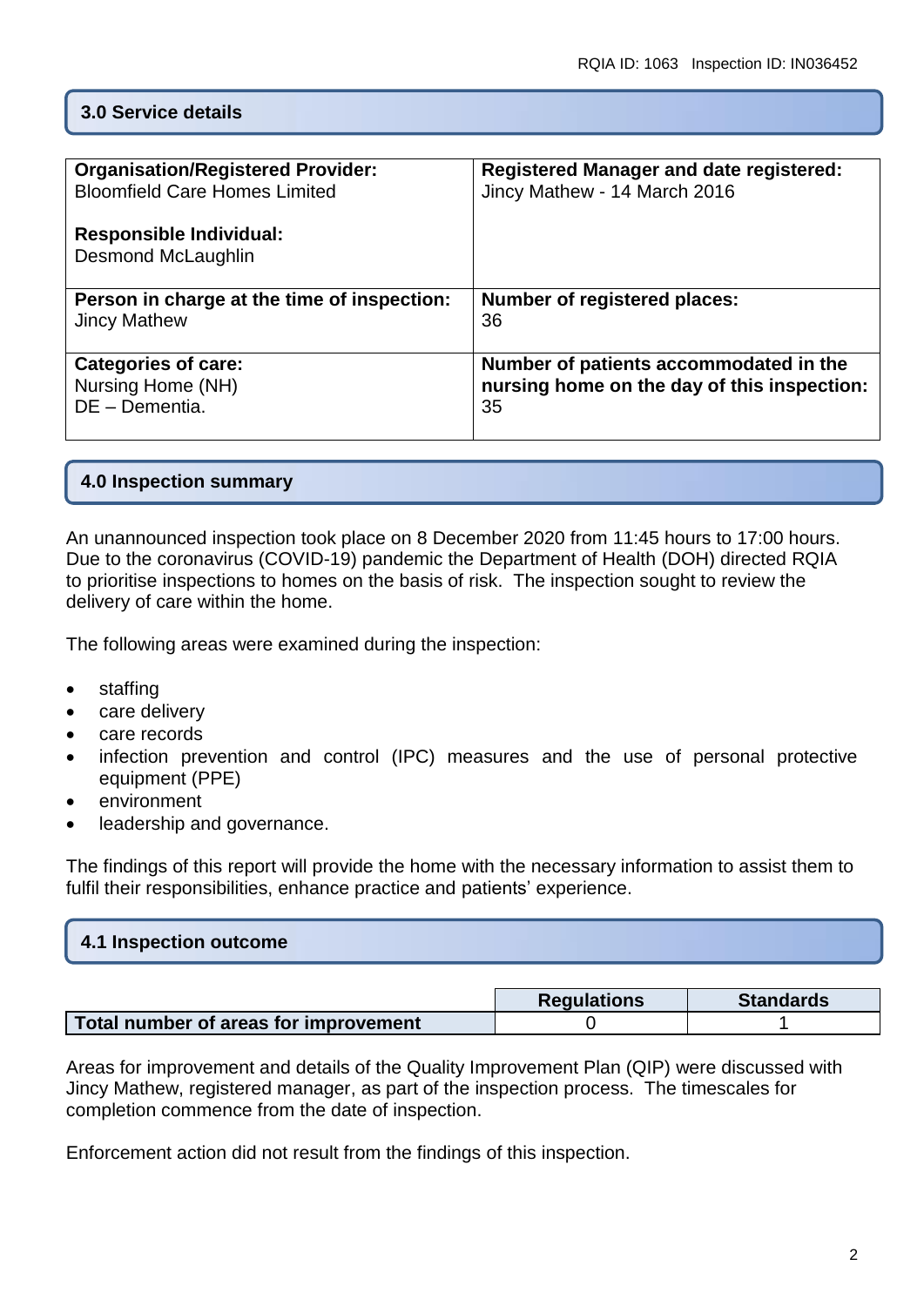## 3.0 Service details

| Organisation/Registered Provider: Bloomfield Care Homes Limited<br><br>**Responsible Individual:** Desmond McLaughlin | **Registered Manager and date registered:** Jincy Mathew - 14 March 2016 |
|---|---|
| **Person in charge at the time of inspection:** Jincy Mathew | **Number of registered places:** 36 |
| **Categories of care:** Nursing Home (NH)<br>DE – Dementia. | **Number of patients accommodated in the nursing home on the day of this inspection:** 35 |

## 4.0 Inspection summary

An unannounced inspection took place on 8 December 2020 from 11:45 hours to 17:00 hours. Due to the coronavirus (COVID-19) pandemic the Department of Health (DOH) directed RQIA to prioritise inspections to homes on the basis of risk. The inspection sought to review the delivery of care within the home.

The following areas were examined during the inspection:

- staffing
- care delivery
- care records
- infection prevention and control (IPC) measures and the use of personal protective equipment (PPE)
- environment
- leadership and governance.

The findings of this report will provide the home with the necessary information to assist them to fulfil their responsibilities, enhance practice and patients' experience.

## 4.1 Inspection outcome

| | Regulations | Standards |
|---|---|---|
| **Total number of areas for improvement** | 0 | 1 |

Areas for improvement and details of the Quality Improvement Plan (QIP) were discussed with Jincy Mathew, registered manager, as part of the inspection process. The timescales for completion commence from the date of inspection.

Enforcement action did not result from the findings of this inspection.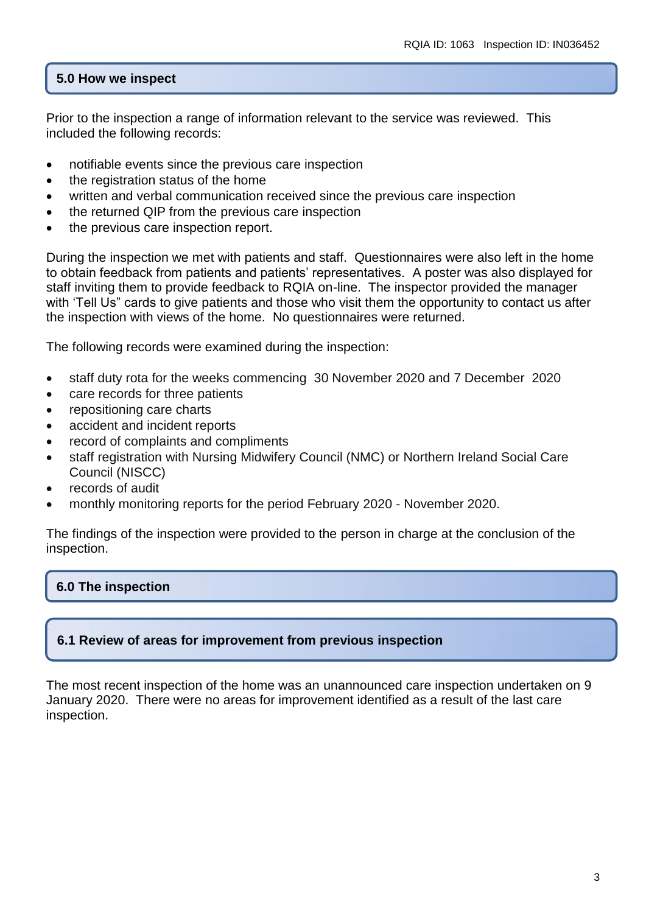## 5.0 How we inspect

Prior to the inspection a range of information relevant to the service was reviewed. This included the following records:

- notifiable events since the previous care inspection
- the registration status of the home
- written and verbal communication received since the previous care inspection
- the returned QIP from the previous care inspection
- the previous care inspection report.

During the inspection we met with patients and staff. Questionnaires were also left in the home to obtain feedback from patients and patients' representatives. A poster was also displayed for staff inviting them to provide feedback to RQIA on-line. The inspector provided the manager with 'Tell Us" cards to give patients and those who visit them the opportunity to contact us after the inspection with views of the home. No questionnaires were returned.

The following records were examined during the inspection:

- staff duty rota for the weeks commencing 30 November 2020 and 7 December 2020
- care records for three patients
- repositioning care charts
- accident and incident reports
- record of complaints and compliments
- staff registration with Nursing Midwifery Council (NMC) or Northern Ireland Social Care Council (NISCC)
- records of audit
- monthly monitoring reports for the period February 2020 - November 2020.

The findings of the inspection were provided to the person in charge at the conclusion of the inspection.

## 6.0 The inspection

### 6.1 Review of areas for improvement from previous inspection

The most recent inspection of the home was an unannounced care inspection undertaken on 9 January 2020. There were no areas for improvement identified as a result of the last care inspection.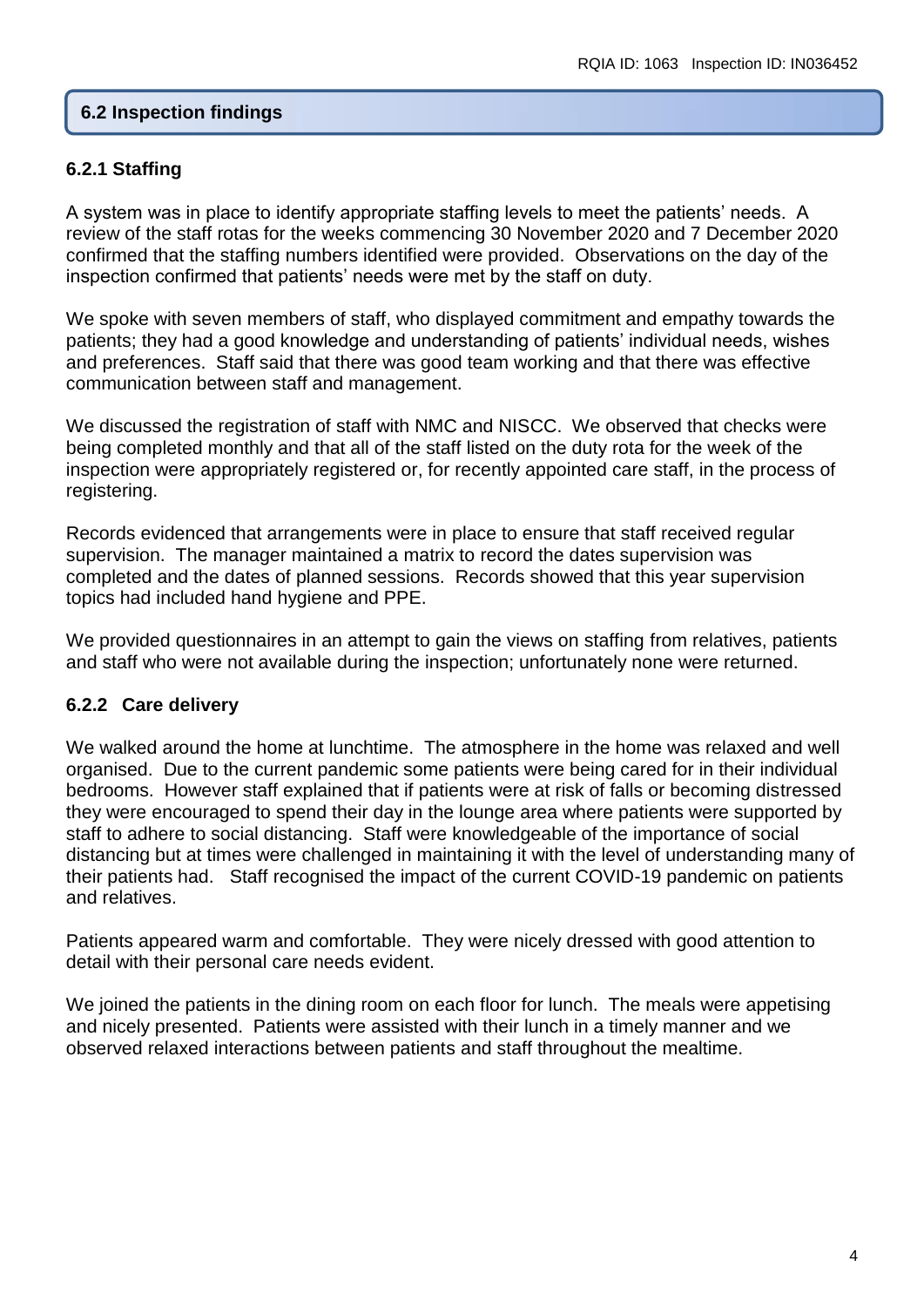## 6.2 Inspection findings

### 6.2.1 Staffing

A system was in place to identify appropriate staffing levels to meet the patients' needs. A review of the staff rotas for the weeks commencing 30 November 2020 and 7 December 2020 confirmed that the staffing numbers identified were provided. Observations on the day of the inspection confirmed that patients' needs were met by the staff on duty.

We spoke with seven members of staff, who displayed commitment and empathy towards the patients; they had a good knowledge and understanding of patients' individual needs, wishes and preferences. Staff said that there was good team working and that there was effective communication between staff and management.

We discussed the registration of staff with NMC and NISCC. We observed that checks were being completed monthly and that all of the staff listed on the duty rota for the week of the inspection were appropriately registered or, for recently appointed care staff, in the process of registering.

Records evidenced that arrangements were in place to ensure that staff received regular supervision. The manager maintained a matrix to record the dates supervision was completed and the dates of planned sessions. Records showed that this year supervision topics had included hand hygiene and PPE.

We provided questionnaires in an attempt to gain the views on staffing from relatives, patients and staff who were not available during the inspection; unfortunately none were returned.

### 6.2.2 Care delivery

We walked around the home at lunchtime. The atmosphere in the home was relaxed and well organised. Due to the current pandemic some patients were being cared for in their individual bedrooms. However staff explained that if patients were at risk of falls or becoming distressed they were encouraged to spend their day in the lounge area where patients were supported by staff to adhere to social distancing. Staff were knowledgeable of the importance of social distancing but at times were challenged in maintaining it with the level of understanding many of their patients had. Staff recognised the impact of the current COVID-19 pandemic on patients and relatives.

Patients appeared warm and comfortable. They were nicely dressed with good attention to detail with their personal care needs evident.

We joined the patients in the dining room on each floor for lunch. The meals were appetising and nicely presented. Patients were assisted with their lunch in a timely manner and we observed relaxed interactions between patients and staff throughout the mealtime.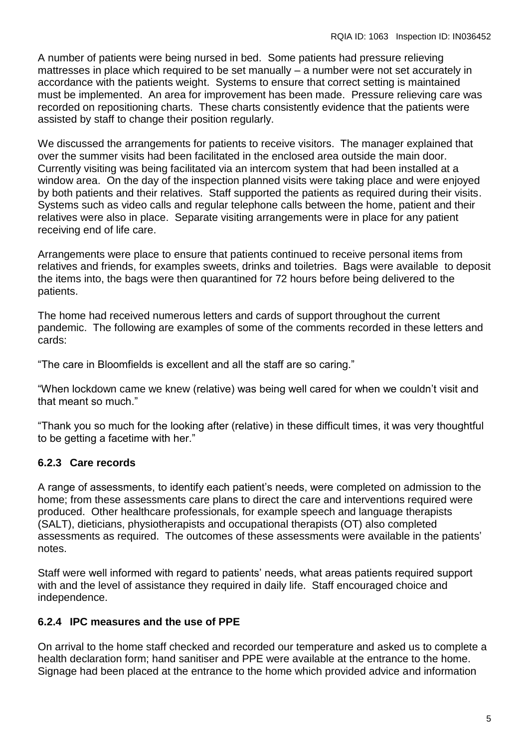A number of patients were being nursed in bed. Some patients had pressure relieving mattresses in place which required to be set manually – a number were not set accurately in accordance with the patients weight. Systems to ensure that correct setting is maintained must be implemented. An area for improvement has been made. Pressure relieving care was recorded on repositioning charts. These charts consistently evidence that the patients were assisted by staff to change their position regularly.

We discussed the arrangements for patients to receive visitors. The manager explained that over the summer visits had been facilitated in the enclosed area outside the main door. Currently visiting was being facilitated via an intercom system that had been installed at a window area. On the day of the inspection planned visits were taking place and were enjoyed by both patients and their relatives. Staff supported the patients as required during their visits. Systems such as video calls and regular telephone calls between the home, patient and their relatives were also in place. Separate visiting arrangements were in place for any patient receiving end of life care.

Arrangements were place to ensure that patients continued to receive personal items from relatives and friends, for examples sweets, drinks and toiletries. Bags were available to deposit the items into, the bags were then quarantined for 72 hours before being delivered to the patients.

The home had received numerous letters and cards of support throughout the current pandemic. The following are examples of some of the comments recorded in these letters and cards:

"The care in Bloomfields is excellent and all the staff are so caring."

"When lockdown came we knew (relative) was being well cared for when we couldn't visit and that meant so much."

"Thank you so much for the looking after (relative) in these difficult times, it was very thoughtful to be getting a facetime with her."

### 6.2.3 Care records

A range of assessments, to identify each patient's needs, were completed on admission to the home; from these assessments care plans to direct the care and interventions required were produced. Other healthcare professionals, for example speech and language therapists (SALT), dieticians, physiotherapists and occupational therapists (OT) also completed assessments as required. The outcomes of these assessments were available in the patients' notes.

Staff were well informed with regard to patients' needs, what areas patients required support with and the level of assistance they required in daily life. Staff encouraged choice and independence.

### 6.2.4 IPC measures and the use of PPE

On arrival to the home staff checked and recorded our temperature and asked us to complete a health declaration form; hand sanitiser and PPE were available at the entrance to the home. Signage had been placed at the entrance to the home which provided advice and information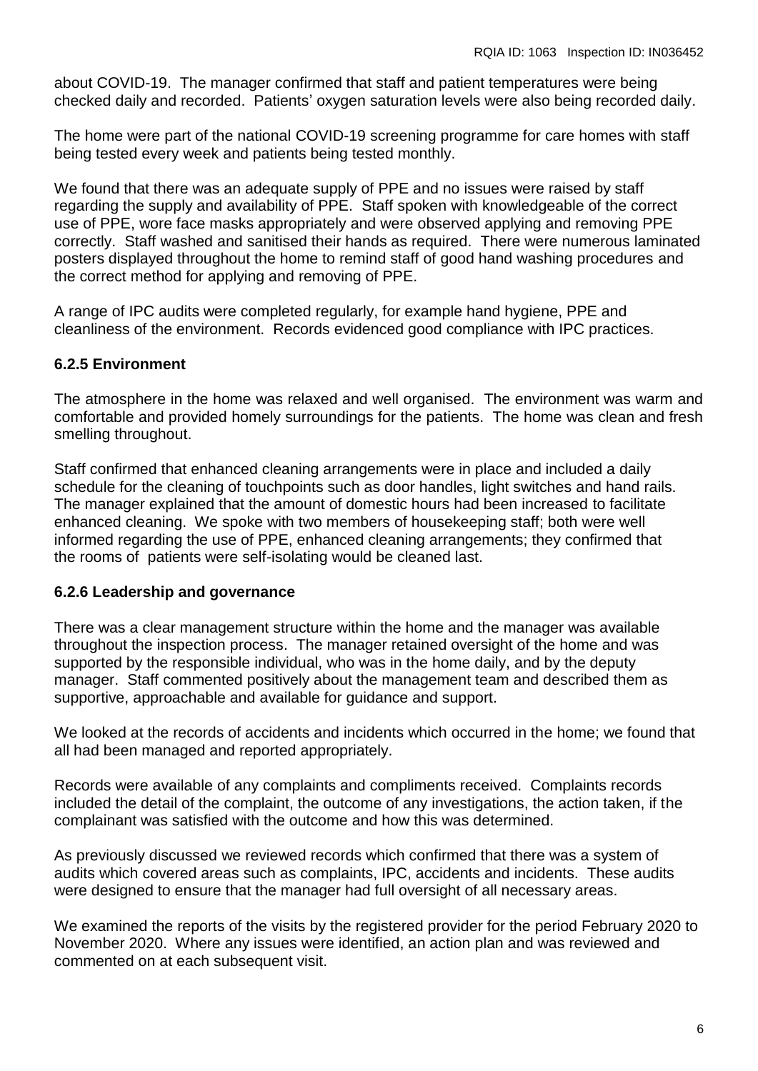about COVID-19. The manager confirmed that staff and patient temperatures were being checked daily and recorded. Patients' oxygen saturation levels were also being recorded daily.

The home were part of the national COVID-19 screening programme for care homes with staff being tested every week and patients being tested monthly.

We found that there was an adequate supply of PPE and no issues were raised by staff regarding the supply and availability of PPE. Staff spoken with knowledgeable of the correct use of PPE, wore face masks appropriately and were observed applying and removing PPE correctly. Staff washed and sanitised their hands as required. There were numerous laminated posters displayed throughout the home to remind staff of good hand washing procedures and the correct method for applying and removing of PPE.

A range of IPC audits were completed regularly, for example hand hygiene, PPE and cleanliness of the environment. Records evidenced good compliance with IPC practices.

### 6.2.5 Environment

The atmosphere in the home was relaxed and well organised. The environment was warm and comfortable and provided homely surroundings for the patients. The home was clean and fresh smelling throughout.

Staff confirmed that enhanced cleaning arrangements were in place and included a daily schedule for the cleaning of touchpoints such as door handles, light switches and hand rails. The manager explained that the amount of domestic hours had been increased to facilitate enhanced cleaning. We spoke with two members of housekeeping staff; both were well informed regarding the use of PPE, enhanced cleaning arrangements; they confirmed that the rooms of patients were self-isolating would be cleaned last.

### 6.2.6 Leadership and governance

There was a clear management structure within the home and the manager was available throughout the inspection process. The manager retained oversight of the home and was supported by the responsible individual, who was in the home daily, and by the deputy manager. Staff commented positively about the management team and described them as supportive, approachable and available for guidance and support.

We looked at the records of accidents and incidents which occurred in the home; we found that all had been managed and reported appropriately.

Records were available of any complaints and compliments received. Complaints records included the detail of the complaint, the outcome of any investigations, the action taken, if the complainant was satisfied with the outcome and how this was determined.

As previously discussed we reviewed records which confirmed that there was a system of audits which covered areas such as complaints, IPC, accidents and incidents. These audits were designed to ensure that the manager had full oversight of all necessary areas.

We examined the reports of the visits by the registered provider for the period February 2020 to November 2020. Where any issues were identified, an action plan and was reviewed and commented on at each subsequent visit.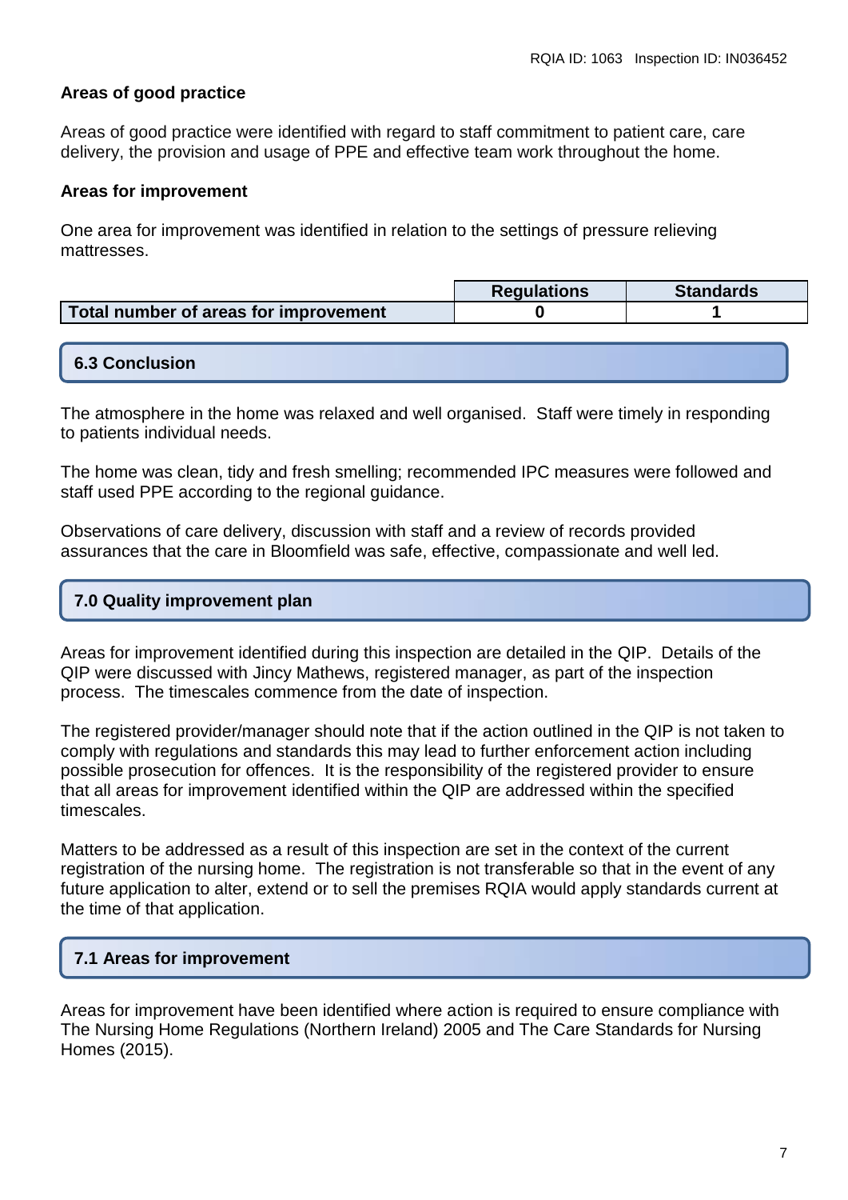**Areas of good practice**

Areas of good practice were identified with regard to staff commitment to patient care, care delivery, the provision and usage of PPE and effective team work throughout the home.

**Areas for improvement**

One area for improvement was identified in relation to the settings of pressure relieving mattresses.

| | Regulations | Standards |
|---|---|---|
| **Total number of areas for improvement** | 0 | 1 |

## 6.3 Conclusion

The atmosphere in the home was relaxed and well organised. Staff were timely in responding to patients individual needs.

The home was clean, tidy and fresh smelling; recommended IPC measures were followed and staff used PPE according to the regional guidance.

Observations of care delivery, discussion with staff and a review of records provided assurances that the care in Bloomfield was safe, effective, compassionate and well led.

## 7.0 Quality improvement plan

Areas for improvement identified during this inspection are detailed in the QIP. Details of the QIP were discussed with Jincy Mathews, registered manager, as part of the inspection process. The timescales commence from the date of inspection.

The registered provider/manager should note that if the action outlined in the QIP is not taken to comply with regulations and standards this may lead to further enforcement action including possible prosecution for offences. It is the responsibility of the registered provider to ensure that all areas for improvement identified within the QIP are addressed within the specified timescales.

Matters to be addressed as a result of this inspection are set in the context of the current registration of the nursing home. The registration is not transferable so that in the event of any future application to alter, extend or to sell the premises RQIA would apply standards current at the time of that application.

## 7.1 Areas for improvement

Areas for improvement have been identified where action is required to ensure compliance with The Nursing Home Regulations (Northern Ireland) 2005 and The Care Standards for Nursing Homes (2015).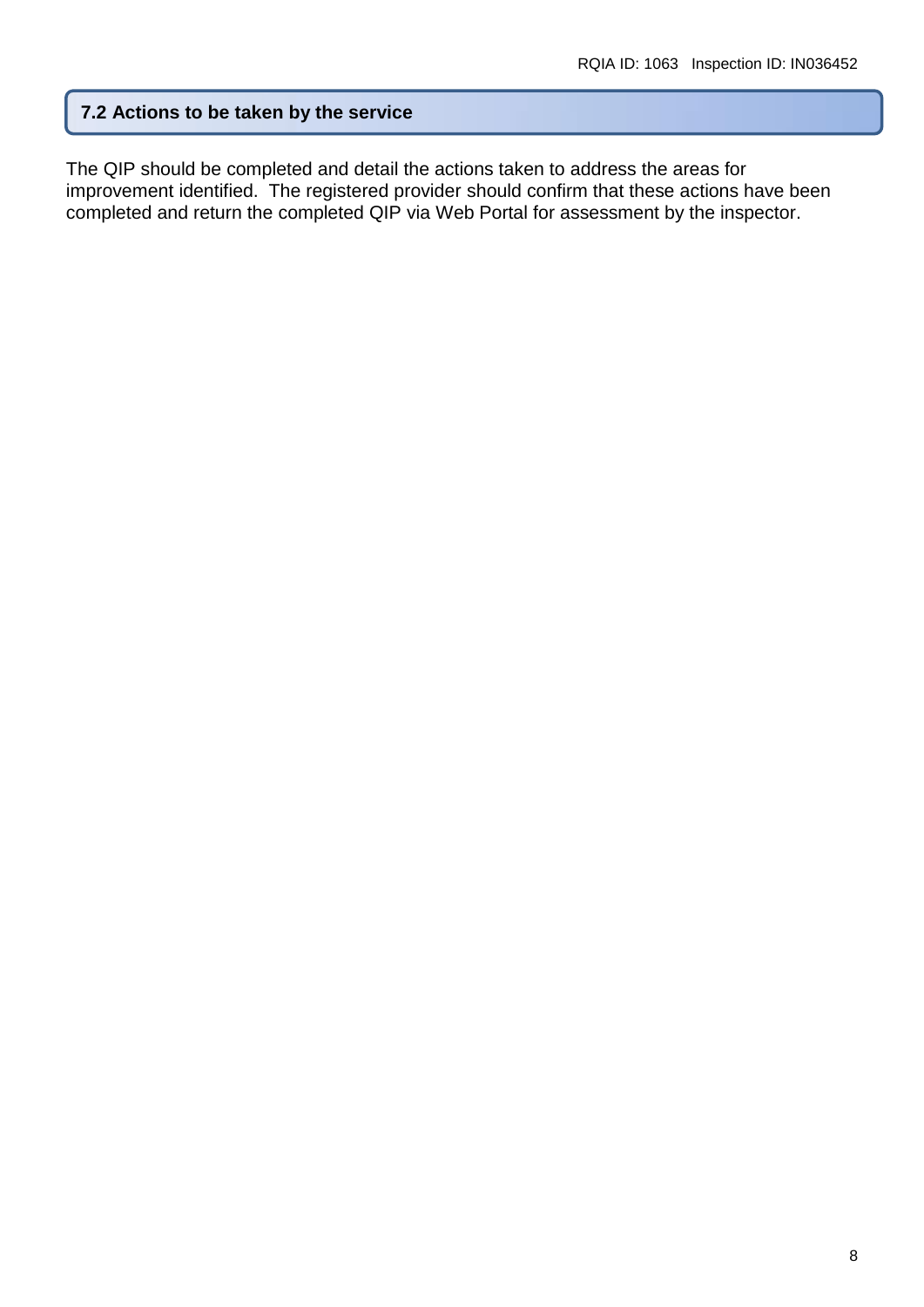## 7.2 Actions to be taken by the service

The QIP should be completed and detail the actions taken to address the areas for improvement identified. The registered provider should confirm that these actions have been completed and return the completed QIP via Web Portal for assessment by the inspector.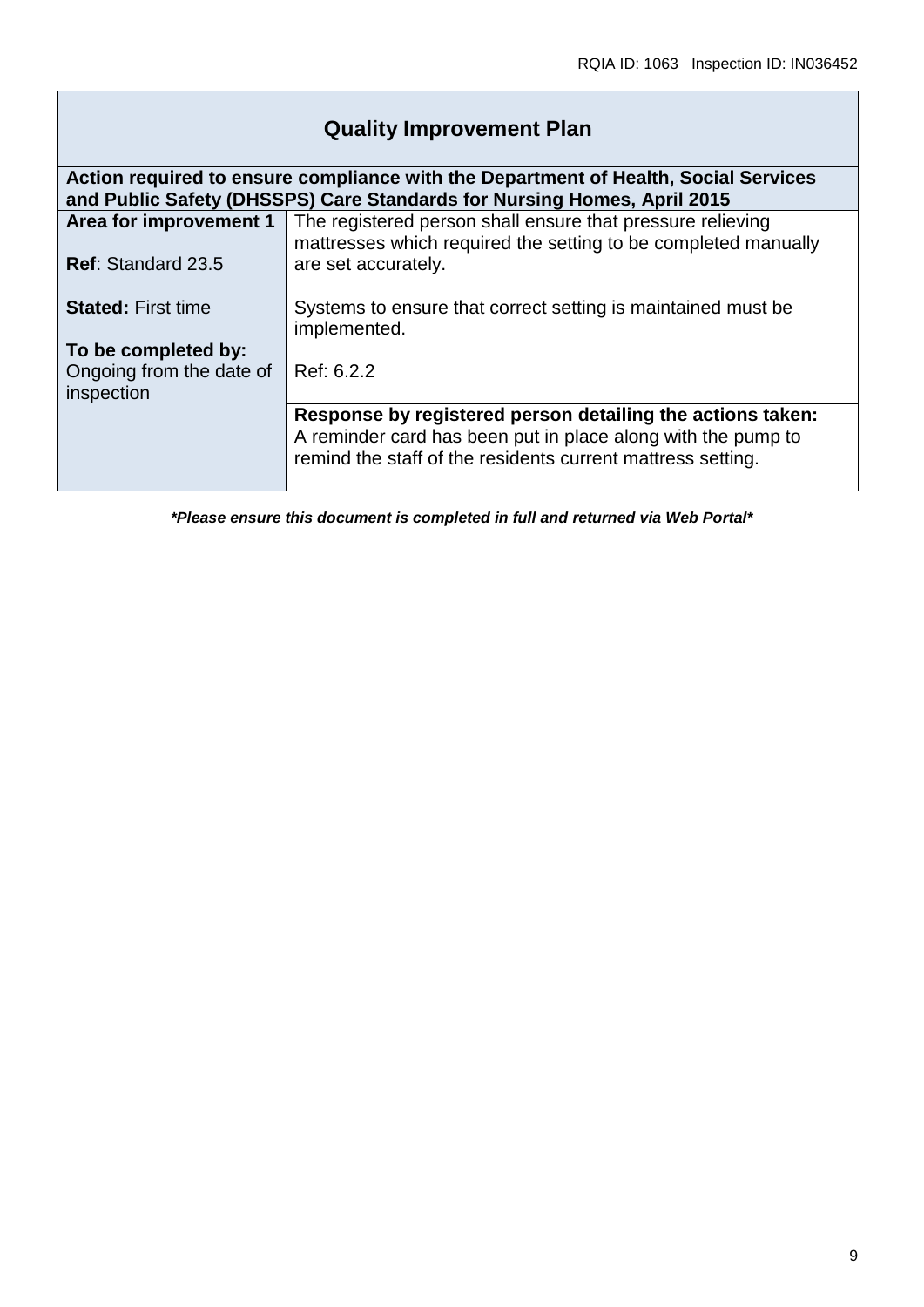# Quality Improvement Plan

| **Action required to ensure compliance with the Department of Health, Social Services and Public Safety (DHSSPS) Care Standards for Nursing Homes, April 2015** | |
|---|---|
| **Area for improvement 1**<br><br>**Ref**: Standard 23.5<br><br>**Stated:** First time<br><br>**To be completed by:**<br>Ongoing from the date of inspection | The registered person shall ensure that pressure relieving mattresses which required the setting to be completed manually are set accurately.<br><br>Systems to ensure that correct setting is maintained must be implemented.<br><br>Ref: 6.2.2 |
| | **Response by registered person detailing the actions taken:**<br>A reminder card has been put in place along with the pump to remind the staff of the residents current mattress setting. |

***Please ensure this document is completed in full and returned via Web Portal***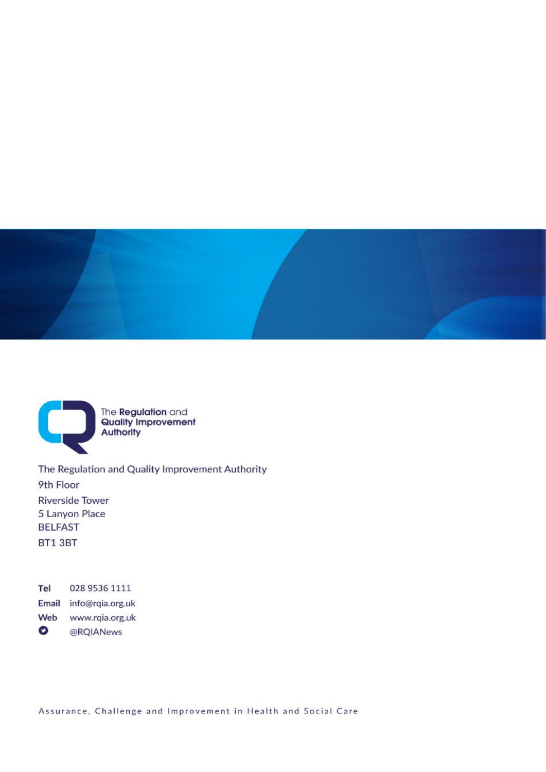The Regulation and Quality Improvement Authority

The Regulation and Quality Improvement Authority
9th Floor
Riverside Tower
5 Lanyon Place
BELFAST
BT1 3BT

**Tel** 028 9536 1111
**Email** info@rqia.org.uk
**Web** www.rqia.org.uk
@RQIANews

Assurance, Challenge and Improvement in Health and Social Care